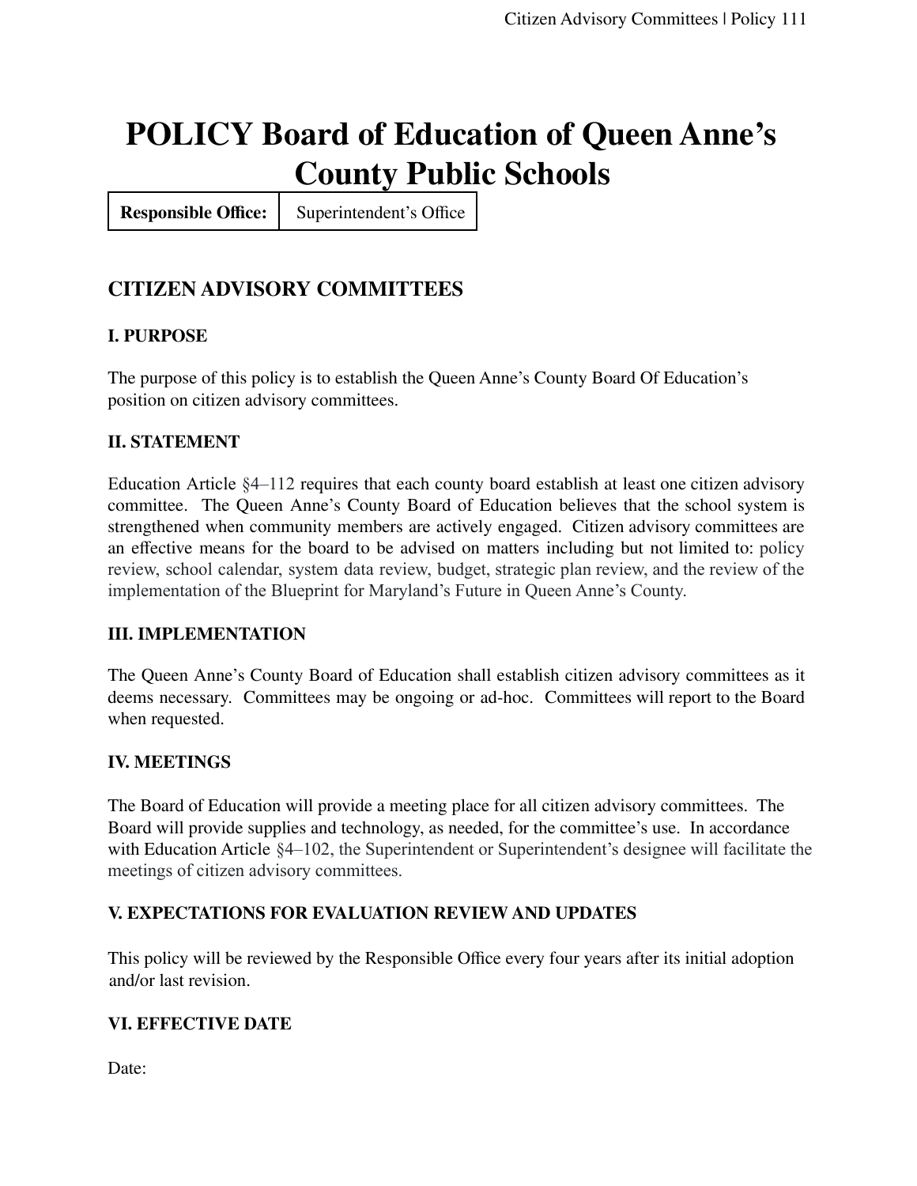# POLICY Board of Education of Queen Anne's County Public Schools

| Responsible Office: | Superintendent's Office |
| --- | --- |

## CITIZEN ADVISORY COMMITTEES

### I. PURPOSE

The purpose of this policy is to establish the Queen Anne's County Board Of Education's position on citizen advisory committees.

### II. STATEMENT

Education Article §4–112 requires that each county board establish at least one citizen advisory committee. The Queen Anne's County Board of Education believes that the school system is strengthened when community members are actively engaged. Citizen advisory committees are an effective means for the board to be advised on matters including but not limited to: policy review, school calendar, system data review, budget, strategic plan review, and the review of the implementation of the Blueprint for Maryland's Future in Queen Anne's County.

### III. IMPLEMENTATION

The Queen Anne's County Board of Education shall establish citizen advisory committees as it deems necessary. Committees may be ongoing or ad-hoc. Committees will report to the Board when requested.

### IV. MEETINGS

The Board of Education will provide a meeting place for all citizen advisory committees. The Board will provide supplies and technology, as needed, for the committee's use. In accordance with Education Article §4–102, the Superintendent or Superintendent's designee will facilitate the meetings of citizen advisory committees.

### V. EXPECTATIONS FOR EVALUATION REVIEW AND UPDATES

This policy will be reviewed by the Responsible Office every four years after its initial adoption and/or last revision.

### VI. EFFECTIVE DATE

Date: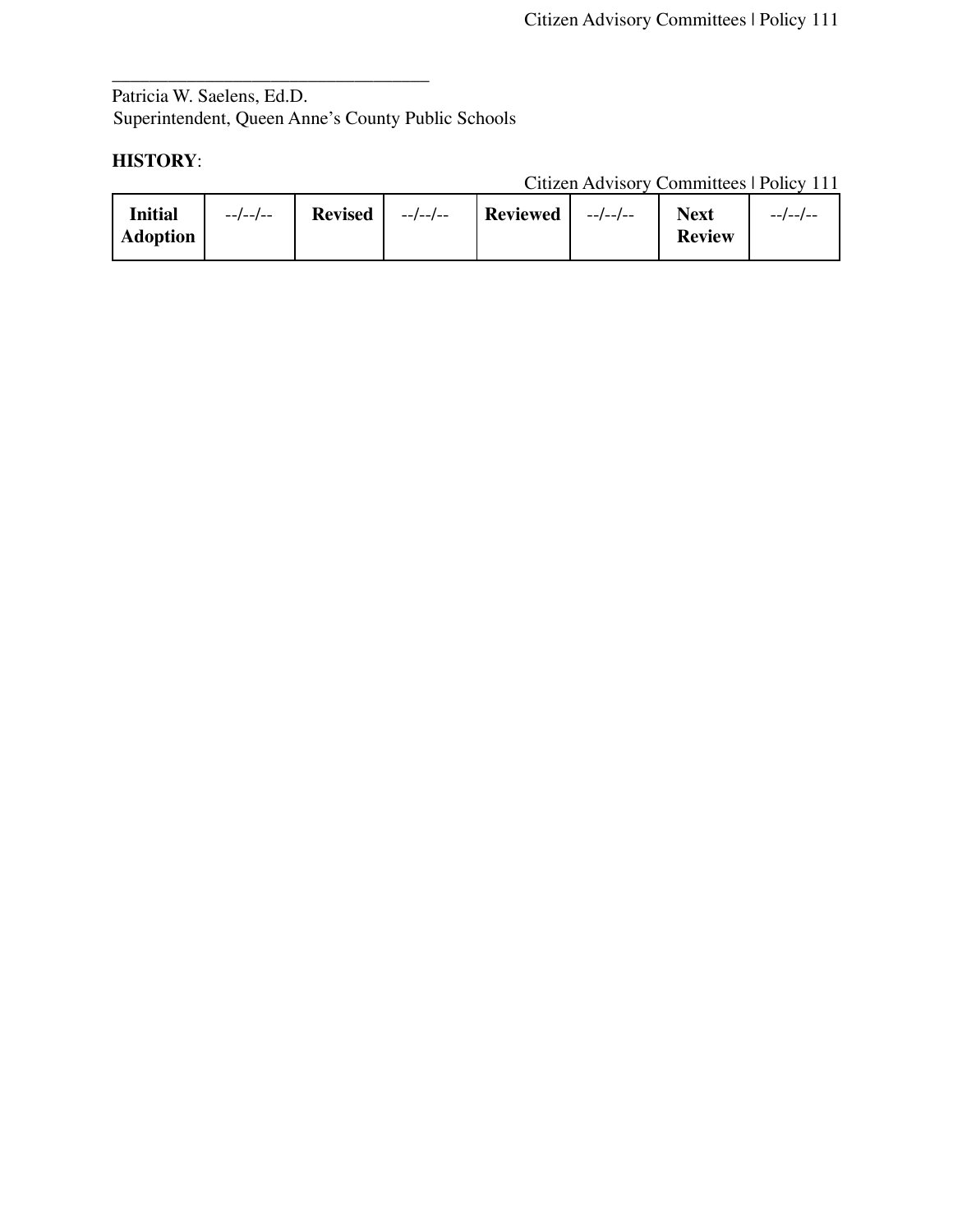___________________________________

Patricia W. Saelens, Ed.D.
Superintendent, Queen Anne's County Public Schools

**HISTORY**:

| | | | | | | | |
|---|---|---|---|---|---|---|---|
| **Initial Adoption** | --/--/-- | **Revised** | --/--/-- | **Reviewed** | --/--/-- | **Next Review** | --/--/-- |